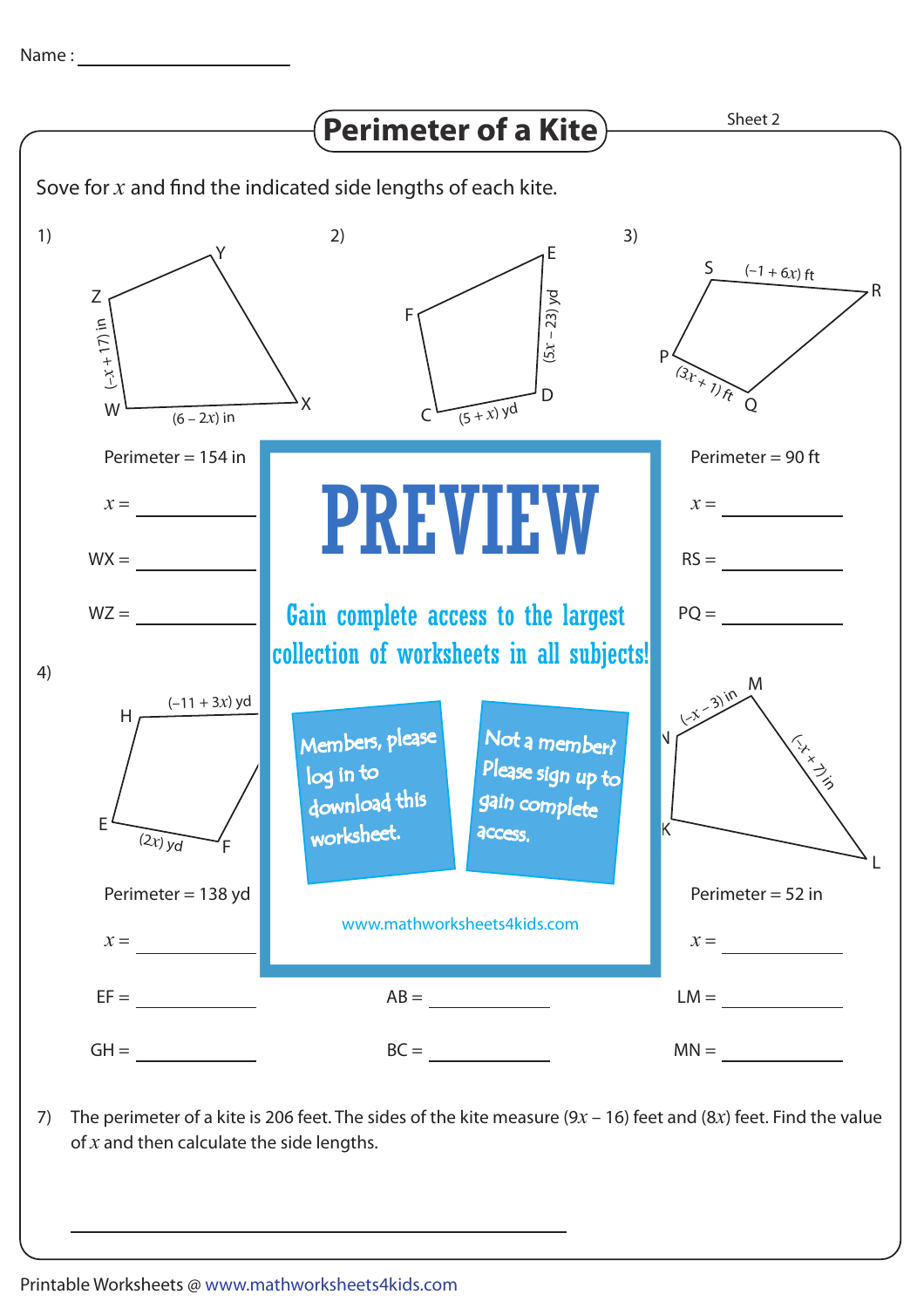Name : ____________________

# Perimeter of a Kite

Sheet 2

Sove for $x$ and find the indicated side lengths of each kite.

1)

Y

Z

$(-x + 17)$ in

W

$(6 - 2x)$ in

X

Perimeter = 154 in

$x$ = ____________

WX = ____________

WZ = ____________

2)

E

F

$(5x - 23)$ yd

D

C

$(5 + x)$ yd

3)

S

$(-1 + 6x)$ ft

R

P

$(3x + 1)$ ft

Q

Perimeter = 90 ft

$x$ = ____________

RS = ____________

PQ = ____________

PREVIEW

Gain complete access to the largest collection of worksheets in all subjects!

Members, please log in to download this worksheet.

Not a member? Please sign up to gain complete access.

www.mathworksheets4kids.com

4)

H

$(-11 + 3x)$ yd

E

$(2x)$ yd

F

Perimeter = 138 yd

$x$ = ____________

EF = ____________

GH = ____________

AB = ____________

BC = ____________

M

$(-x - 3)$ in

N

$(-x + 7)$ in

K

L

Perimeter = 52 in

$x$ = ____________

LM = ____________

MN = ____________

7) The perimeter of a kite is 206 feet. The sides of the kite measure $(9x - 16)$ feet and $(8x)$ feet. Find the value of $x$ and then calculate the side lengths.

______________________________________________

Printable Worksheets @ www.mathworksheets4kids.com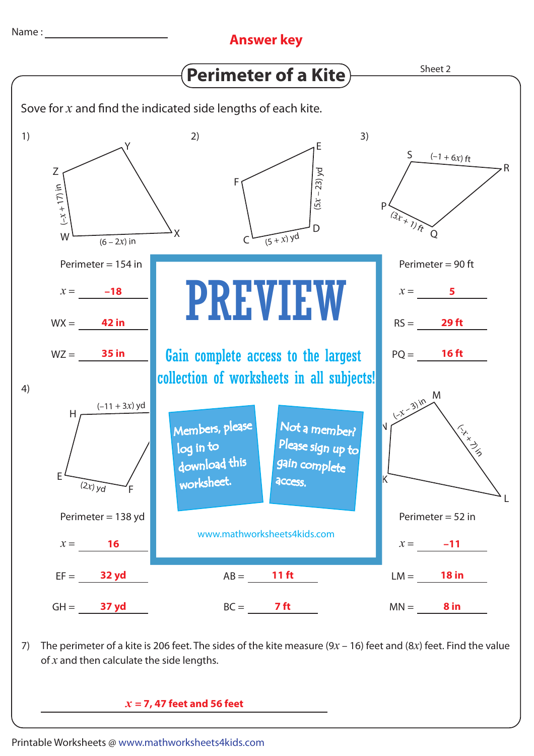Name : ____________________

**Answer key**

# Perimeter of a Kite

Sheet 2

Sove for $x$ and find the indicated side lengths of each kite.

1)

Z, Y, X, W

$(-x + 17)$ in

$(6 - 2x)$ in

Perimeter = 154 in

$x$ = **–18**

WX = **42 in**

WZ = **35 in**

2)

E, F, C, D

$(5x - 23)$ yd

$(5 + x)$ yd

3)

S, R, P, Q

$(-1 + 6x)$ ft

$(3x + 1)$ ft

Perimeter = 90 ft

$x$ = **5**

RS = **29 ft**

PQ = **16 ft**

**PREVIEW**

Gain complete access to the largest collection of worksheets in all subjects!

Members, please log in to download this worksheet.

Not a member? Please sign up to gain complete access.

www.mathworksheets4kids.com

4)

H, E, F

$(-11 + 3x)$ yd

$(2x)$ yd

Perimeter = 138 yd

$x$ = **16**

EF = **32 yd**

GH = **37 yd**

AB = **11 ft**

BC = **7 ft**

M, N, K, L

$(-x - 3)$ in

$(-x + 7)$ in

Perimeter = 52 in

$x$ = **–11**

LM = **18 in**

MN = **8 in**

7) The perimeter of a kite is 206 feet. The sides of the kite measure $(9x - 16)$ feet and $(8x)$ feet. Find the value of $x$ and then calculate the side lengths.

**$x$ = 7, 47 feet and 56 feet**